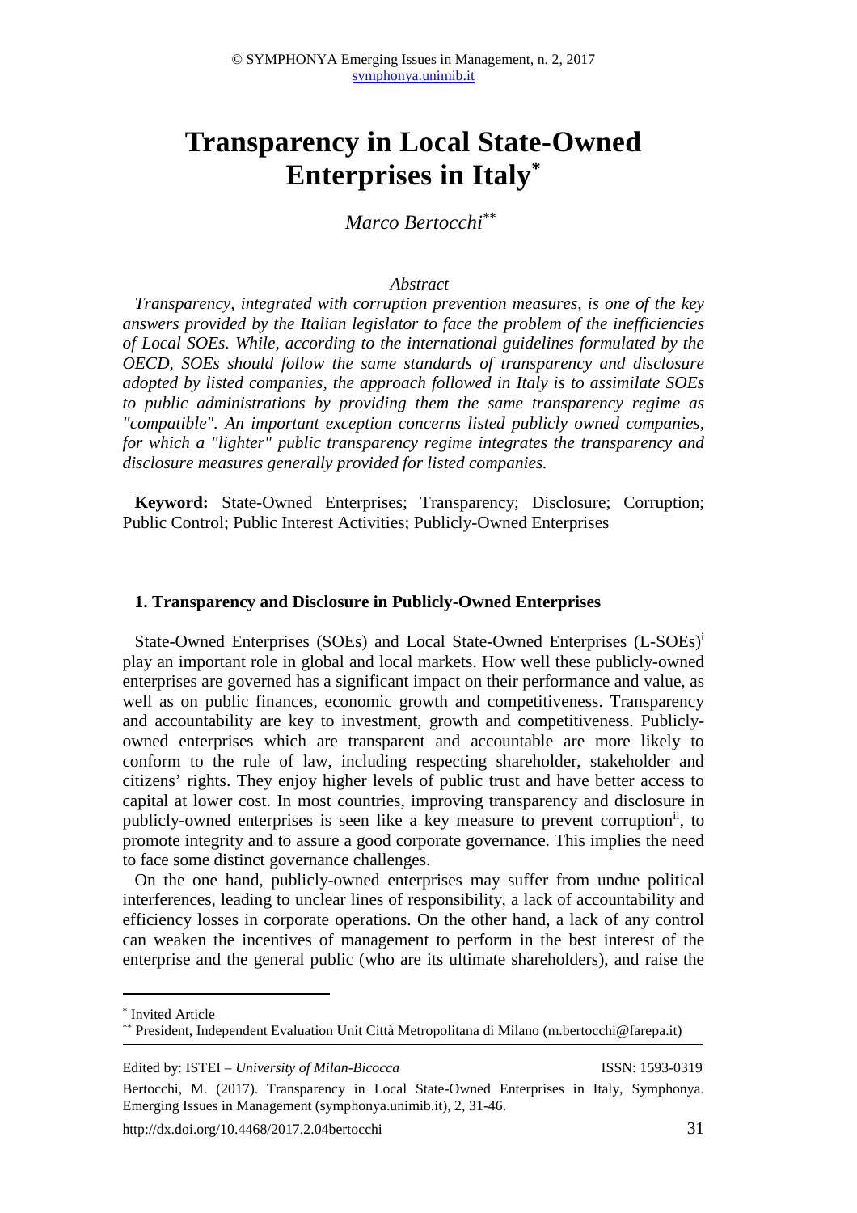# Transparency in Local State-Owned Enterprises in Italy[*]

*Marco Bertocchi*[**]

*Abstract*

*Transparency, integrated with corruption prevention measures, is one of the key answers provided by the Italian legislator to face the problem of the inefficiencies of Local SOEs. While, according to the international guidelines formulated by the OECD, SOEs should follow the same standards of transparency and disclosure adopted by listed companies, the approach followed in Italy is to assimilate SOEs to public administrations by providing them the same transparency regime as "compatible". An important exception concerns listed publicly owned companies, for which a "lighter" public transparency regime integrates the transparency and disclosure measures generally provided for listed companies.*

**Keyword:** State-Owned Enterprises; Transparency; Disclosure; Corruption; Public Control; Public Interest Activities; Publicly-Owned Enterprises

## 1. Transparency and Disclosure in Publicly-Owned Enterprises

State-Owned Enterprises (SOEs) and Local State-Owned Enterprises (L-SOEs)[i] play an important role in global and local markets. How well these publicly-owned enterprises are governed has a significant impact on their performance and value, as well as on public finances, economic growth and competitiveness. Transparency and accountability are key to investment, growth and competitiveness. Publicly-owned enterprises which are transparent and accountable are more likely to conform to the rule of law, including respecting shareholder, stakeholder and citizens' rights. They enjoy higher levels of public trust and have better access to capital at lower cost. In most countries, improving transparency and disclosure in publicly-owned enterprises is seen like a key measure to prevent corruption[ii], to promote integrity and to assure a good corporate governance. This implies the need to face some distinct governance challenges.

On the one hand, publicly-owned enterprises may suffer from undue political interferences, leading to unclear lines of responsibility, a lack of accountability and efficiency losses in corporate operations. On the other hand, a lack of any control can weaken the incentives of management to perform in the best interest of the enterprise and the general public (who are its ultimate shareholders), and raise the

---

[*] Invited Article

[**] President, Independent Evaluation Unit Città Metropolitana di Milano (m.bertocchi@farepa.it)

Edited by: ISTEI – *University of Milan-Bicocca* ISSN: 1593-0319

Bertocchi, M. (2017). Transparency in Local State-Owned Enterprises in Italy, Symphonya. Emerging Issues in Management (symphonya.unimib.it), 2, 31-46.

http://dx.doi.org/10.4468/2017.2.04bertocchi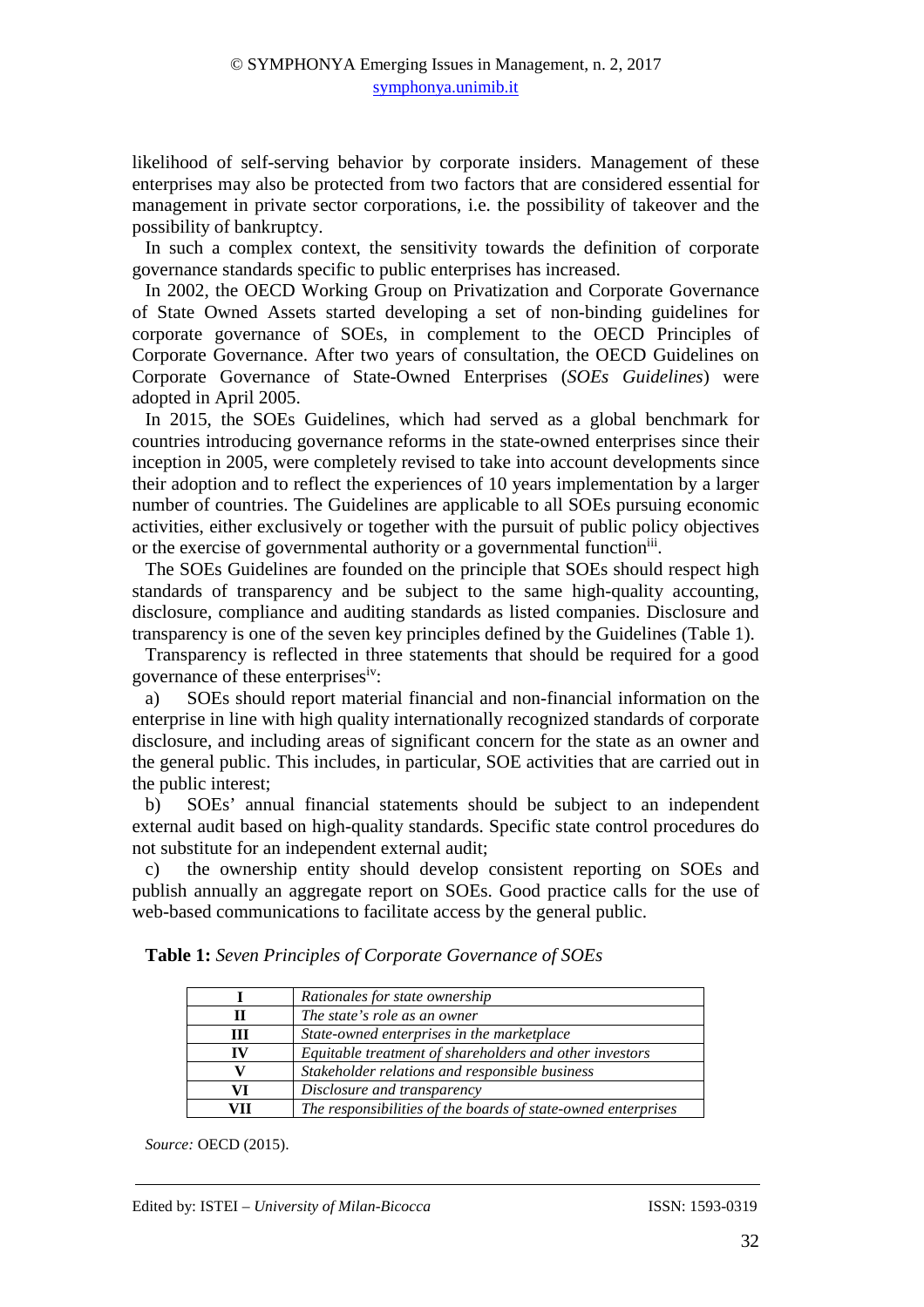likelihood of self-serving behavior by corporate insiders. Management of these enterprises may also be protected from two factors that are considered essential for management in private sector corporations, i.e. the possibility of takeover and the possibility of bankruptcy.

In such a complex context, the sensitivity towards the definition of corporate governance standards specific to public enterprises has increased.

In 2002, the OECD Working Group on Privatization and Corporate Governance of State Owned Assets started developing a set of non-binding guidelines for corporate governance of SOEs, in complement to the OECD Principles of Corporate Governance. After two years of consultation, the OECD Guidelines on Corporate Governance of State-Owned Enterprises (*SOEs Guidelines*) were adopted in April 2005.

In 2015, the SOEs Guidelines, which had served as a global benchmark for countries introducing governance reforms in the state-owned enterprises since their inception in 2005, were completely revised to take into account developments since their adoption and to reflect the experiences of 10 years implementation by a larger number of countries. The Guidelines are applicable to all SOEs pursuing economic activities, either exclusively or together with the pursuit of public policy objectives or the exercise of governmental authority or a governmental function[iii].

The SOEs Guidelines are founded on the principle that SOEs should respect high standards of transparency and be subject to the same high-quality accounting, disclosure, compliance and auditing standards as listed companies. Disclosure and transparency is one of the seven key principles defined by the Guidelines (Table 1).

Transparency is reflected in three statements that should be required for a good governance of these enterprises[iv]:

a) SOEs should report material financial and non-financial information on the enterprise in line with high quality internationally recognized standards of corporate disclosure, and including areas of significant concern for the state as an owner and the general public. This includes, in particular, SOE activities that are carried out in the public interest;

b) SOEs' annual financial statements should be subject to an independent external audit based on high-quality standards. Specific state control procedures do not substitute for an independent external audit;

c) the ownership entity should develop consistent reporting on SOEs and publish annually an aggregate report on SOEs. Good practice calls for the use of web-based communications to facilitate access by the general public.

**Table 1:** *Seven Principles of Corporate Governance of SOEs*

| | |
|---|---|
| **I** | *Rationales for state ownership* |
| **II** | *The state's role as an owner* |
| **III** | *State-owned enterprises in the marketplace* |
| **IV** | *Equitable treatment of shareholders and other investors* |
| **V** | *Stakeholder relations and responsible business* |
| **VI** | *Disclosure and transparency* |
| **VII** | *The responsibilities of the boards of state-owned enterprises* |

*Source:* OECD (2015).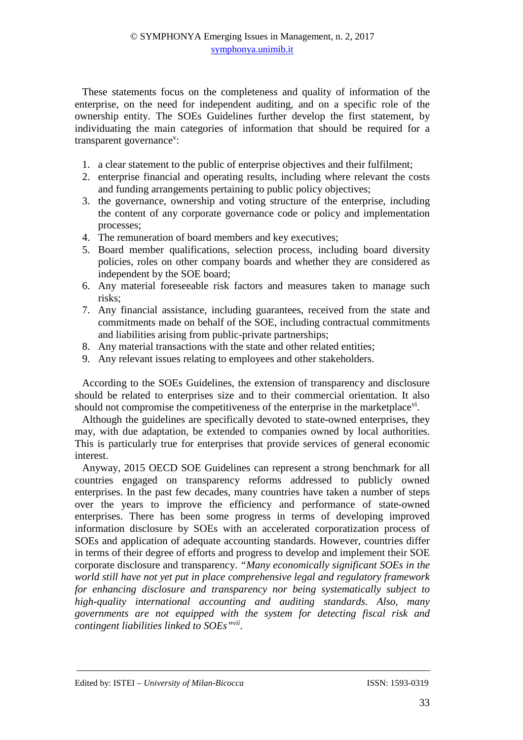These statements focus on the completeness and quality of information of the enterprise, on the need for independent auditing, and on a specific role of the ownership entity. The SOEs Guidelines further develop the first statement, by individuating the main categories of information that should be required for a transparent governance[v]:

1. a clear statement to the public of enterprise objectives and their fulfilment;
2. enterprise financial and operating results, including where relevant the costs and funding arrangements pertaining to public policy objectives;
3. the governance, ownership and voting structure of the enterprise, including the content of any corporate governance code or policy and implementation processes;
4. The remuneration of board members and key executives;
5. Board member qualifications, selection process, including board diversity policies, roles on other company boards and whether they are considered as independent by the SOE board;
6. Any material foreseeable risk factors and measures taken to manage such risks;
7. Any financial assistance, including guarantees, received from the state and commitments made on behalf of the SOE, including contractual commitments and liabilities arising from public-private partnerships;
8. Any material transactions with the state and other related entities;
9. Any relevant issues relating to employees and other stakeholders.

According to the SOEs Guidelines, the extension of transparency and disclosure should be related to enterprises size and to their commercial orientation. It also should not compromise the competitiveness of the enterprise in the marketplace[vi].

Although the guidelines are specifically devoted to state-owned enterprises, they may, with due adaptation, be extended to companies owned by local authorities. This is particularly true for enterprises that provide services of general economic interest.

Anyway, 2015 OECD SOE Guidelines can represent a strong benchmark for all countries engaged on transparency reforms addressed to publicly owned enterprises. In the past few decades, many countries have taken a number of steps over the years to improve the efficiency and performance of state-owned enterprises. There has been some progress in terms of developing improved information disclosure by SOEs with an accelerated corporatization process of SOEs and application of adequate accounting standards. However, countries differ in terms of their degree of efforts and progress to develop and implement their SOE corporate disclosure and transparency. *"Many economically significant SOEs in the world still have not yet put in place comprehensive legal and regulatory framework for enhancing disclosure and transparency nor being systematically subject to high-quality international accounting and auditing standards. Also, many governments are not equipped with the system for detecting fiscal risk and contingent liabilities linked to SOEs"*[vii].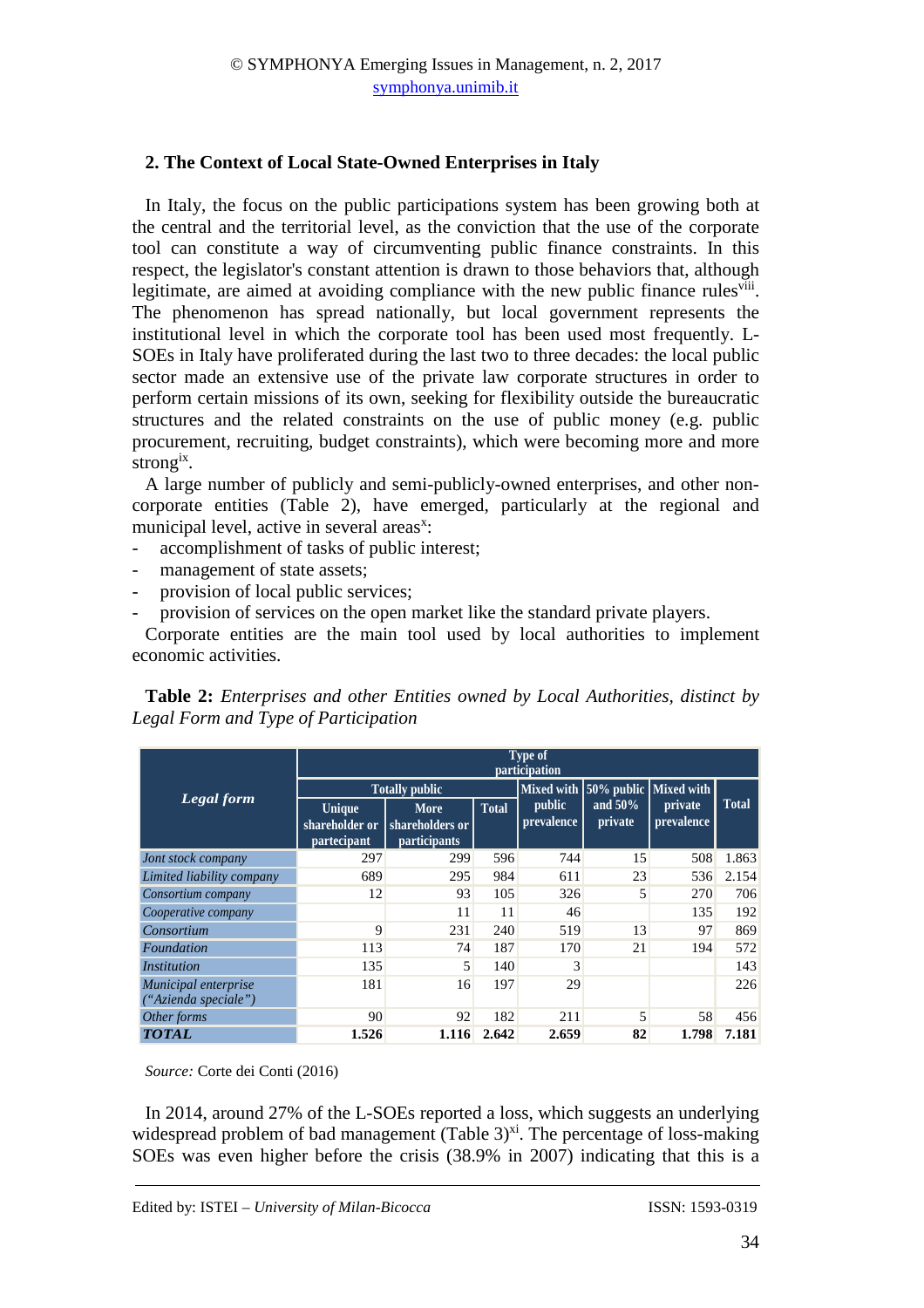## 2. The Context of Local State-Owned Enterprises in Italy

In Italy, the focus on the public participations system has been growing both at the central and the territorial level, as the conviction that the use of the corporate tool can constitute a way of circumventing public finance constraints. In this respect, the legislator's constant attention is drawn to those behaviors that, although legitimate, are aimed at avoiding compliance with the new public finance rules[viii]. The phenomenon has spread nationally, but local government represents the institutional level in which the corporate tool has been used most frequently. L-SOEs in Italy have proliferated during the last two to three decades: the local public sector made an extensive use of the private law corporate structures in order to perform certain missions of its own, seeking for flexibility outside the bureaucratic structures and the related constraints on the use of public money (e.g. public procurement, recruiting, budget constraints), which were becoming more and more strong[ix].

A large number of publicly and semi-publicly-owned enterprises, and other non-corporate entities (Table 2), have emerged, particularly at the regional and municipal level, active in several areas[x]:

- accomplishment of tasks of public interest;
- management of state assets;
- provision of local public services;
- provision of services on the open market like the standard private players.

Corporate entities are the main tool used by local authorities to implement economic activities.

**Table 2:** *Enterprises and other Entities owned by Local Authorities, distinct by Legal Form and Type of Participation*

| *Legal form* | Type of participation | | | | | | |
|---|---|---|---|---|---|---|---|
| | Totally public | | | Mixed with public prevalence | 50% public and 50% private | Mixed with private prevalence | Total |
| | Unique shareholder or partecipant | More shareholders or participants | Total | | | | |
| *Jont stock company* | 297 | 299 | 596 | 744 | 15 | 508 | 1.863 |
| *Limited liability company* | 689 | 295 | 984 | 611 | 23 | 536 | 2.154 |
| *Consortium company* | 12 | 93 | 105 | 326 | 5 | 270 | 706 |
| *Cooperative company* | | 11 | 11 | 46 | | 135 | 192 |
| *Consortium* | 9 | 231 | 240 | 519 | 13 | 97 | 869 |
| *Foundation* | 113 | 74 | 187 | 170 | 21 | 194 | 572 |
| *Institution* | 135 | 5 | 140 | 3 | | | 143 |
| *Municipal enterprise ("Azienda speciale")* | 181 | 16 | 197 | 29 | | | 226 |
| *Other forms* | 90 | 92 | 182 | 211 | 5 | 58 | 456 |
| ***TOTAL*** | **1.526** | **1.116** | **2.642** | **2.659** | **82** | **1.798** | **7.181** |

*Source:* Corte dei Conti (2016)

In 2014, around 27% of the L-SOEs reported a loss, which suggests an underlying widespread problem of bad management (Table 3)[xi]. The percentage of loss-making SOEs was even higher before the crisis (38.9% in 2007) indicating that this is a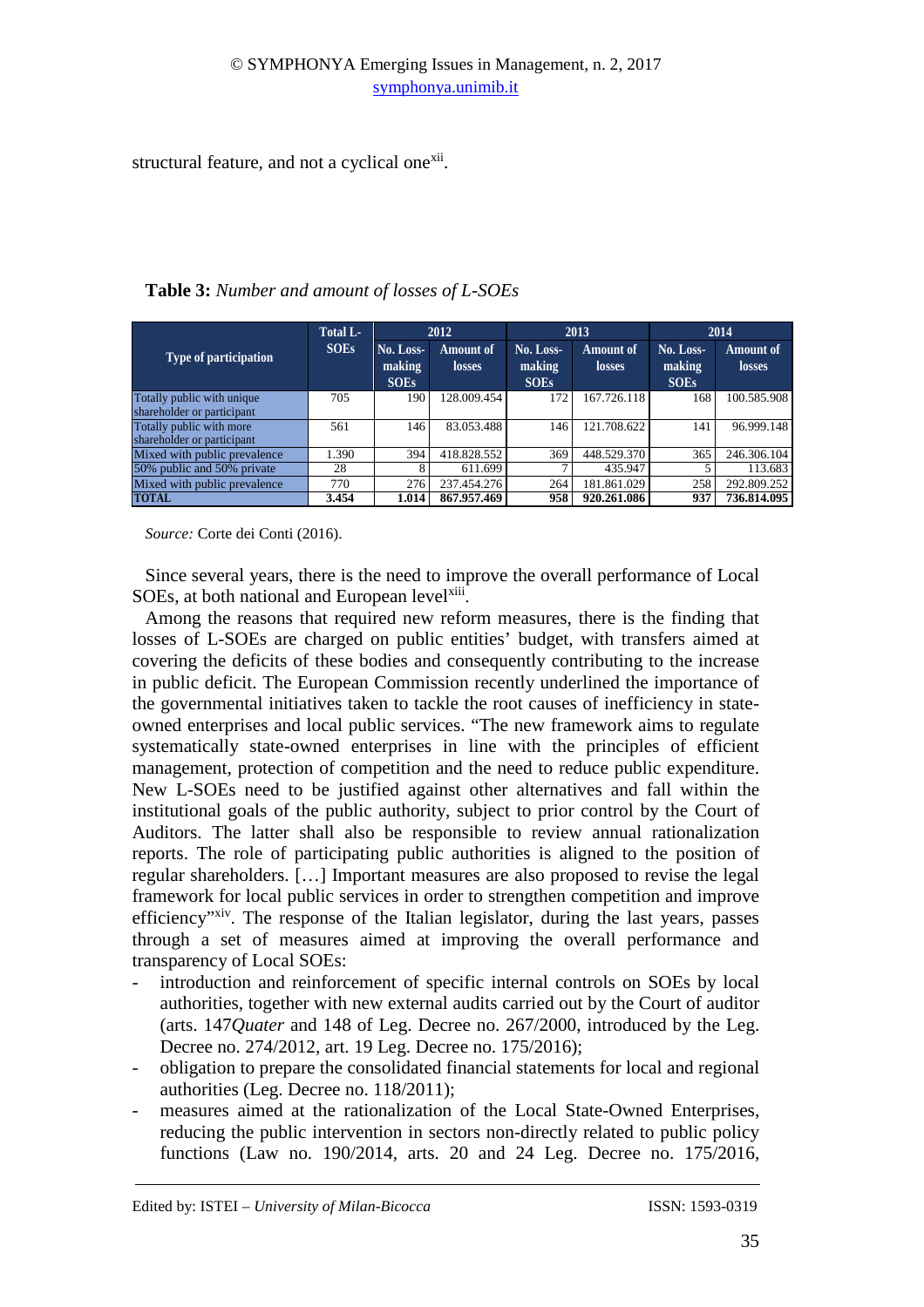structural feature, and not a cyclical one[xii].

**Table 3:** *Number and amount of losses of L-SOEs*

| Type of participation | Total L-SOEs | 2012 | | 2013 | | 2014 | |
|---|---|---|---|---|---|---|---|
| | | No. Loss-making SOEs | Amount of losses | No. Loss-making SOEs | Amount of losses | No. Loss-making SOEs | Amount of losses |
| Totally public with unique shareholder or participant | 705 | 190 | 128.009.454 | 172 | 167.726.118 | 168 | 100.585.908 |
| Totally public with more shareholder or participant | 561 | 146 | 83.053.488 | 146 | 121.708.622 | 141 | 96.999.148 |
| Mixed with public prevalence | 1.390 | 394 | 418.828.552 | 369 | 448.529.370 | 365 | 246.306.104 |
| 50% public and 50% private | 28 | 8 | 611.699 | 7 | 435.947 | 5 | 113.683 |
| Mixed with public prevalence | 770 | 276 | 237.454.276 | 264 | 181.861.029 | 258 | 292.809.252 |
| **TOTAL** | **3.454** | **1.014** | **867.957.469** | **958** | **920.261.086** | **937** | **736.814.095** |

*Source:* Corte dei Conti (2016).

Since several years, there is the need to improve the overall performance of Local SOEs, at both national and European level[xiii].

Among the reasons that required new reform measures, there is the finding that losses of L-SOEs are charged on public entities' budget, with transfers aimed at covering the deficits of these bodies and consequently contributing to the increase in public deficit. The European Commission recently underlined the importance of the governmental initiatives taken to tackle the root causes of inefficiency in state-owned enterprises and local public services. "The new framework aims to regulate systematically state-owned enterprises in line with the principles of efficient management, protection of competition and the need to reduce public expenditure. New L-SOEs need to be justified against other alternatives and fall within the institutional goals of the public authority, subject to prior control by the Court of Auditors. The latter shall also be responsible to review annual rationalization reports. The role of participating public authorities is aligned to the position of regular shareholders. […] Important measures are also proposed to revise the legal framework for local public services in order to strengthen competition and improve efficiency"[xiv]. The response of the Italian legislator, during the last years, passes through a set of measures aimed at improving the overall performance and transparency of Local SOEs:

- introduction and reinforcement of specific internal controls on SOEs by local authorities, together with new external audits carried out by the Court of auditor (arts. 147*Quater* and 148 of Leg. Decree no. 267/2000, introduced by the Leg. Decree no. 274/2012, art. 19 Leg. Decree no. 175/2016);
- obligation to prepare the consolidated financial statements for local and regional authorities (Leg. Decree no. 118/2011);
- measures aimed at the rationalization of the Local State-Owned Enterprises, reducing the public intervention in sectors non-directly related to public policy functions (Law no. 190/2014, arts. 20 and 24 Leg. Decree no. 175/2016,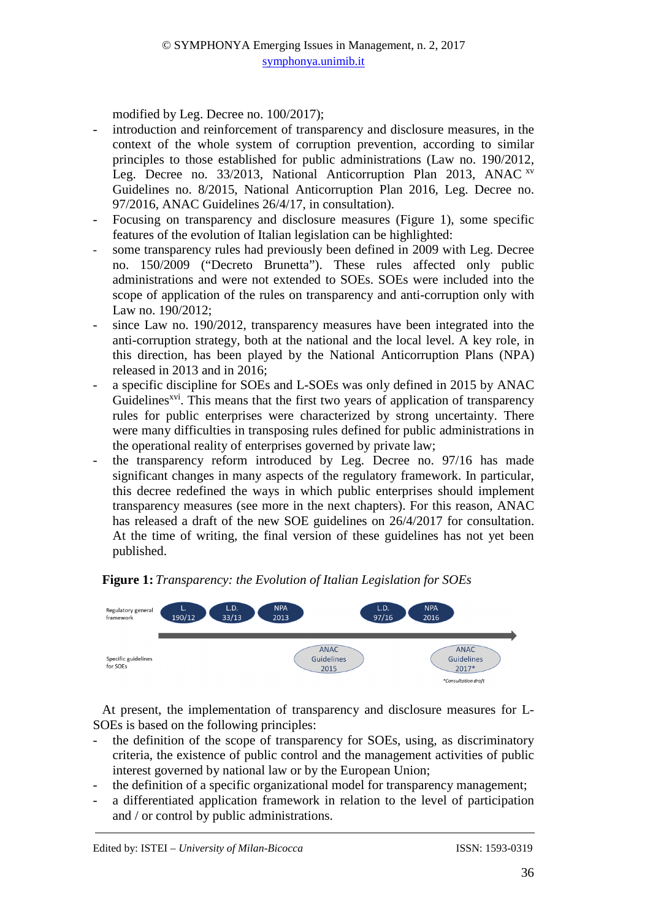modified by Leg. Decree no. 100/2017);

- introduction and reinforcement of transparency and disclosure measures, in the context of the whole system of corruption prevention, according to similar principles to those established for public administrations (Law no. 190/2012, Leg. Decree no. 33/2013, National Anticorruption Plan 2013, ANAC [xv] Guidelines no. 8/2015, National Anticorruption Plan 2016, Leg. Decree no. 97/2016, ANAC Guidelines 26/4/17, in consultation).
- Focusing on transparency and disclosure measures (Figure 1), some specific features of the evolution of Italian legislation can be highlighted:
- some transparency rules had previously been defined in 2009 with Leg. Decree no. 150/2009 ("Decreto Brunetta"). These rules affected only public administrations and were not extended to SOEs. SOEs were included into the scope of application of the rules on transparency and anti-corruption only with Law no. 190/2012;
- since Law no. 190/2012, transparency measures have been integrated into the anti-corruption strategy, both at the national and the local level. A key role, in this direction, has been played by the National Anticorruption Plans (NPA) released in 2013 and in 2016;
- a specific discipline for SOEs and L-SOEs was only defined in 2015 by ANAC Guidelines[xvi]. This means that the first two years of application of transparency rules for public enterprises were characterized by strong uncertainty. There were many difficulties in transposing rules defined for public administrations in the operational reality of enterprises governed by private law;
- the transparency reform introduced by Leg. Decree no. 97/16 has made significant changes in many aspects of the regulatory framework. In particular, this decree redefined the ways in which public enterprises should implement transparency measures (see more in the next chapters). For this reason, ANAC has released a draft of the new SOE guidelines on 26/4/2017 for consultation. At the time of writing, the final version of these guidelines has not yet been published.

**Figure 1:** *Transparency: the Evolution of Italian Legislation for SOEs*

| | | | | | | |
|---|---|---|---|---|---|---|
| Regulatory general framework | L. 190/12 | L.D. 33/13 | NPA 2013 | | L.D. 97/16 | NPA 2016 |
| Specific guidelines for SOEs | | | ANAC Guidelines 2015 | | | ANAC Guidelines 2017* |

*Consultation draft

At present, the implementation of transparency and disclosure measures for L-SOEs is based on the following principles:

- the definition of the scope of transparency for SOEs, using, as discriminatory criteria, the existence of public control and the management activities of public interest governed by national law or by the European Union;
- the definition of a specific organizational model for transparency management;
- a differentiated application framework in relation to the level of participation and / or control by public administrations.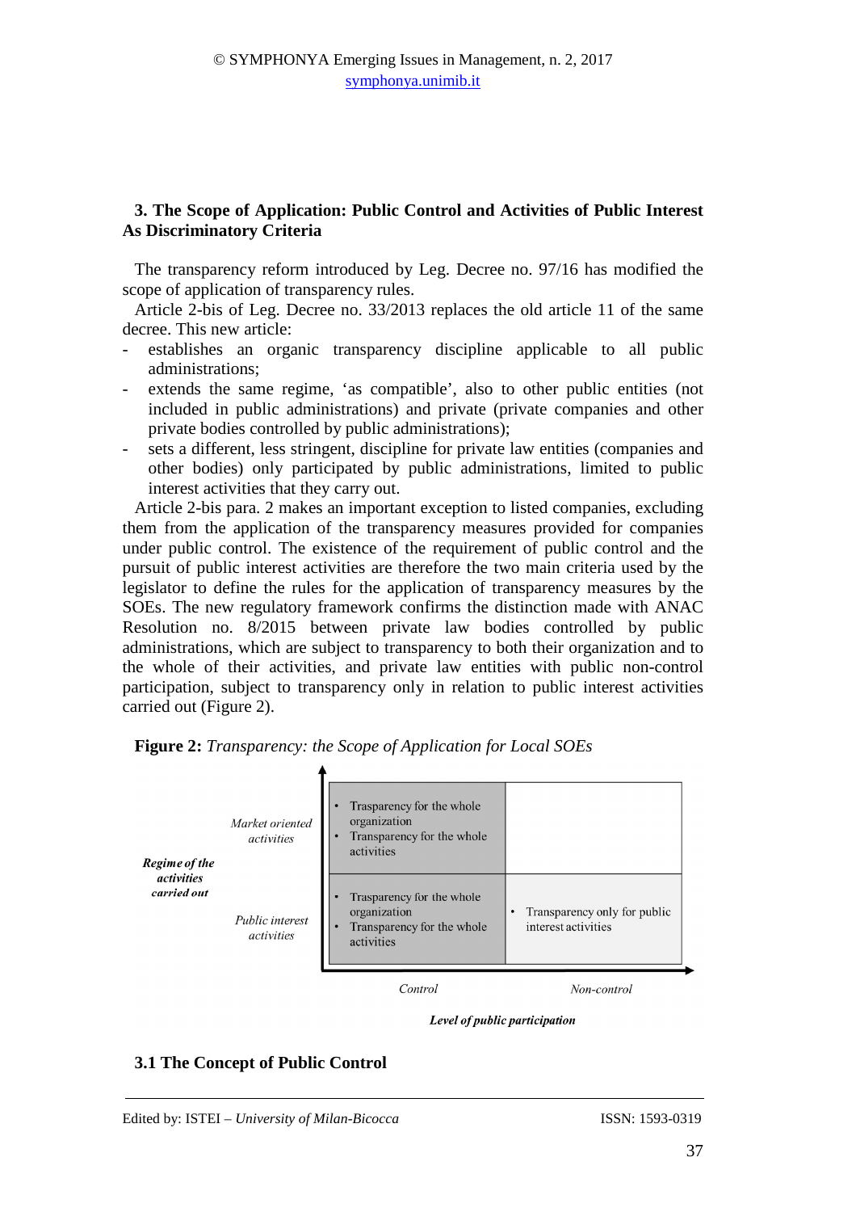## 3. The Scope of Application: Public Control and Activities of Public Interest As Discriminatory Criteria

The transparency reform introduced by Leg. Decree no. 97/16 has modified the scope of application of transparency rules.

Article 2-bis of Leg. Decree no. 33/2013 replaces the old article 11 of the same decree. This new article:

- establishes an organic transparency discipline applicable to all public administrations;
- extends the same regime, 'as compatible', also to other public entities (not included in public administrations) and private (private companies and other private bodies controlled by public administrations);
- sets a different, less stringent, discipline for private law entities (companies and other bodies) only participated by public administrations, limited to public interest activities that they carry out.

Article 2-bis para. 2 makes an important exception to listed companies, excluding them from the application of the transparency measures provided for companies under public control. The existence of the requirement of public control and the pursuit of public interest activities are therefore the two main criteria used by the legislator to define the rules for the application of transparency measures by the SOEs. The new regulatory framework confirms the distinction made with ANAC Resolution no. 8/2015 between private law bodies controlled by public administrations, which are subject to transparency to both their organization and to the whole of their activities, and private law entities with public non-control participation, subject to transparency only in relation to public interest activities carried out (Figure 2).

**Figure 2:** *Transparency: the Scope of Application for Local SOEs*

| ***Regime of the activities carried out*** | *Control* | *Non-control* |
| --- | --- | --- |
| *Market oriented activities* | • Trasparency for the whole organization<br>• Transparency for the whole activities | |
| *Public interest activities* | • Trasparency for the whole organization<br>• Transparency for the whole activities | • Transparency only for public interest activities |

***Level of public participation***

### 3.1 The Concept of Public Control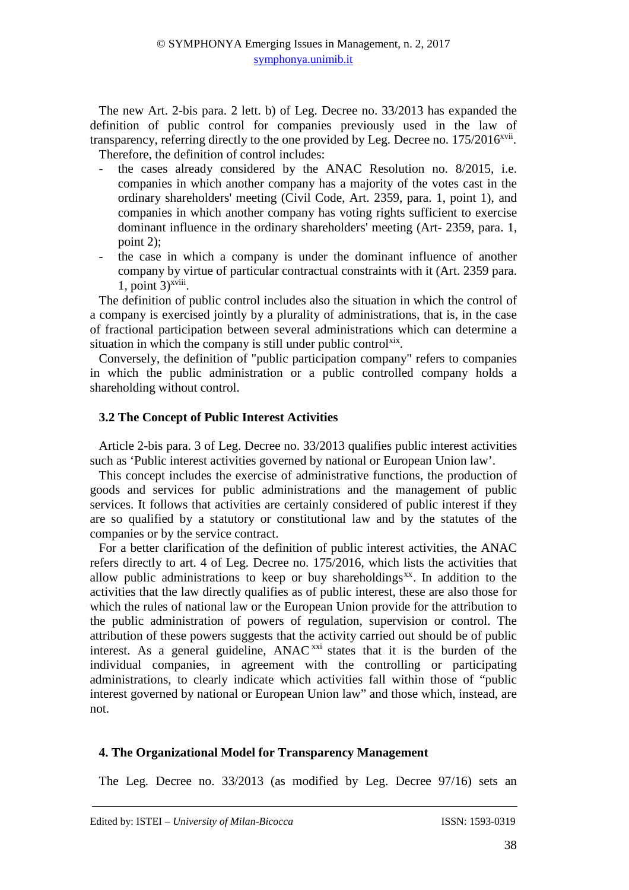The new Art. 2-bis para. 2 lett. b) of Leg. Decree no. 33/2013 has expanded the definition of public control for companies previously used in the law of transparency, referring directly to the one provided by Leg. Decree no. 175/2016[xvii].

Therefore, the definition of control includes:

- the cases already considered by the ANAC Resolution no. 8/2015, i.e. companies in which another company has a majority of the votes cast in the ordinary shareholders' meeting (Civil Code, Art. 2359, para. 1, point 1), and companies in which another company has voting rights sufficient to exercise dominant influence in the ordinary shareholders' meeting (Art- 2359, para. 1, point 2);
- the case in which a company is under the dominant influence of another company by virtue of particular contractual constraints with it (Art. 2359 para. 1, point 3)[xviii].

The definition of public control includes also the situation in which the control of a company is exercised jointly by a plurality of administrations, that is, in the case of fractional participation between several administrations which can determine a situation in which the company is still under public control[xix].

Conversely, the definition of "public participation company" refers to companies in which the public administration or a public controlled company holds a shareholding without control.

### 3.2 The Concept of Public Interest Activities

Article 2-bis para. 3 of Leg. Decree no. 33/2013 qualifies public interest activities such as 'Public interest activities governed by national or European Union law'.

This concept includes the exercise of administrative functions, the production of goods and services for public administrations and the management of public services. It follows that activities are certainly considered of public interest if they are so qualified by a statutory or constitutional law and by the statutes of the companies or by the service contract.

For a better clarification of the definition of public interest activities, the ANAC refers directly to art. 4 of Leg. Decree no. 175/2016, which lists the activities that allow public administrations to keep or buy shareholdings[xx]. In addition to the activities that the law directly qualifies as of public interest, these are also those for which the rules of national law or the European Union provide for the attribution to the public administration of powers of regulation, supervision or control. The attribution of these powers suggests that the activity carried out should be of public interest. As a general guideline, ANAC[xxi] states that it is the burden of the individual companies, in agreement with the controlling or participating administrations, to clearly indicate which activities fall within those of "public interest governed by national or European Union law" and those which, instead, are not.

## 4. The Organizational Model for Transparency Management

The Leg. Decree no. 33/2013 (as modified by Leg. Decree 97/16) sets an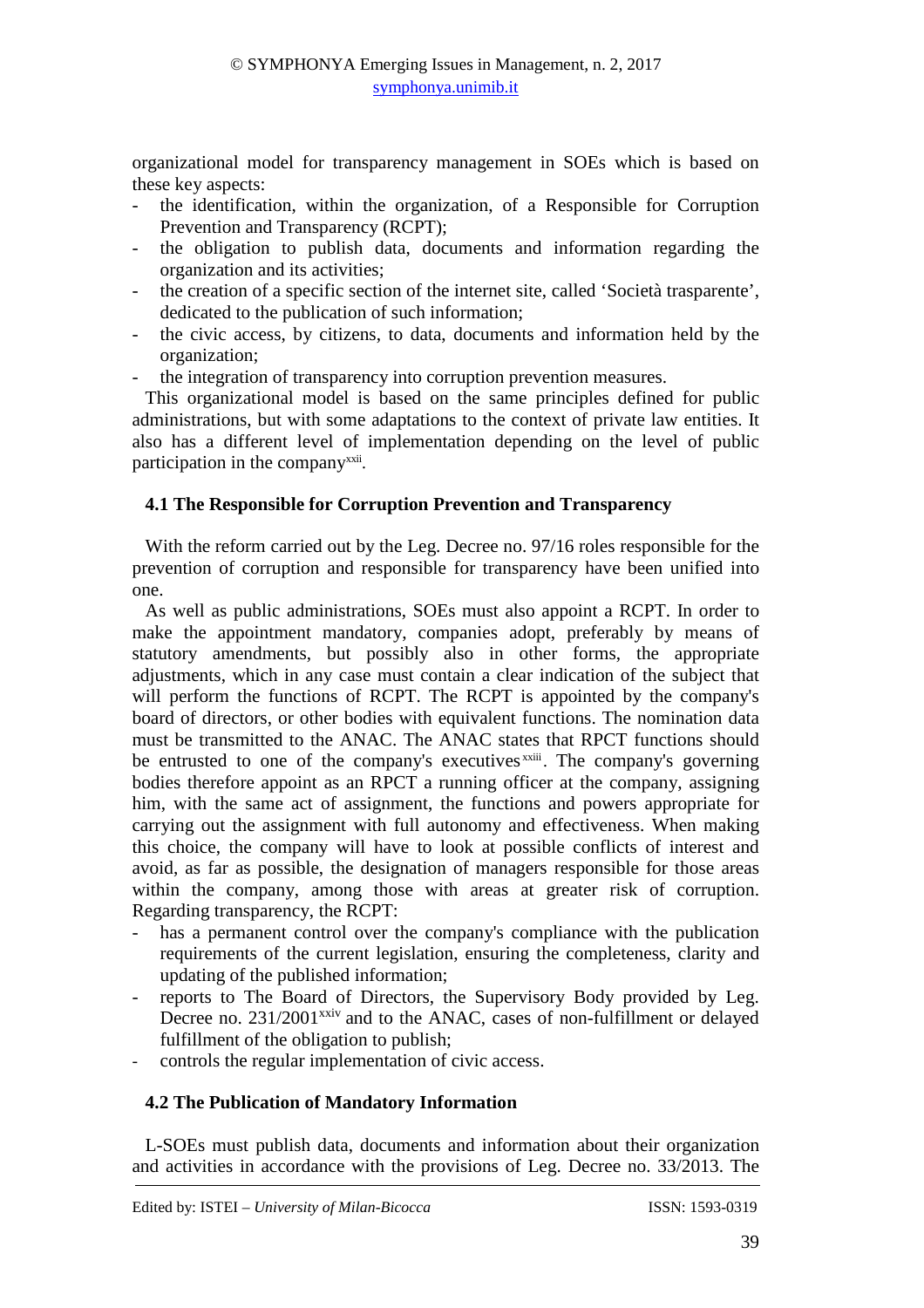organizational model for transparency management in SOEs which is based on these key aspects:

- the identification, within the organization, of a Responsible for Corruption Prevention and Transparency (RCPT);
- the obligation to publish data, documents and information regarding the organization and its activities;
- the creation of a specific section of the internet site, called 'Società trasparente', dedicated to the publication of such information;
- the civic access, by citizens, to data, documents and information held by the organization;
- the integration of transparency into corruption prevention measures.

This organizational model is based on the same principles defined for public administrations, but with some adaptations to the context of private law entities. It also has a different level of implementation depending on the level of public participation in the company[xxii].

### 4.1 The Responsible for Corruption Prevention and Transparency

With the reform carried out by the Leg. Decree no. 97/16 roles responsible for the prevention of corruption and responsible for transparency have been unified into one.

As well as public administrations, SOEs must also appoint a RCPT. In order to make the appointment mandatory, companies adopt, preferably by means of statutory amendments, but possibly also in other forms, the appropriate adjustments, which in any case must contain a clear indication of the subject that will perform the functions of RCPT. The RCPT is appointed by the company's board of directors, or other bodies with equivalent functions. The nomination data must be transmitted to the ANAC. The ANAC states that RPCT functions should be entrusted to one of the company's executives[xxiii]. The company's governing bodies therefore appoint as an RPCT a running officer at the company, assigning him, with the same act of assignment, the functions and powers appropriate for carrying out the assignment with full autonomy and effectiveness. When making this choice, the company will have to look at possible conflicts of interest and avoid, as far as possible, the designation of managers responsible for those areas within the company, among those with areas at greater risk of corruption. Regarding transparency, the RCPT:

- has a permanent control over the company's compliance with the publication requirements of the current legislation, ensuring the completeness, clarity and updating of the published information;
- reports to The Board of Directors, the Supervisory Body provided by Leg. Decree no. 231/2001[xxiv] and to the ANAC, cases of non-fulfillment or delayed fulfillment of the obligation to publish;
- controls the regular implementation of civic access.

### 4.2 The Publication of Mandatory Information

L-SOEs must publish data, documents and information about their organization and activities in accordance with the provisions of Leg. Decree no. 33/2013. The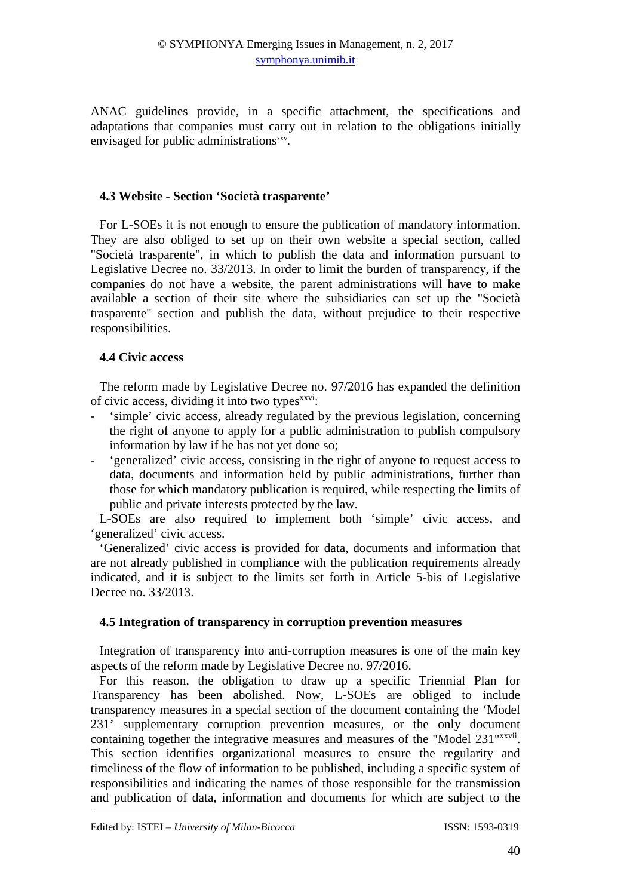ANAC guidelines provide, in a specific attachment, the specifications and adaptations that companies must carry out in relation to the obligations initially envisaged for public administrations[xxv].

### 4.3 Website - Section 'Società trasparente'

For L-SOEs it is not enough to ensure the publication of mandatory information. They are also obliged to set up on their own website a special section, called "Società trasparente", in which to publish the data and information pursuant to Legislative Decree no. 33/2013. In order to limit the burden of transparency, if the companies do not have a website, the parent administrations will have to make available a section of their site where the subsidiaries can set up the "Società trasparente" section and publish the data, without prejudice to their respective responsibilities.

### 4.4 Civic access

The reform made by Legislative Decree no. 97/2016 has expanded the definition of civic access, dividing it into two types[xxvi]:

- 'simple' civic access, already regulated by the previous legislation, concerning the right of anyone to apply for a public administration to publish compulsory information by law if he has not yet done so;
- 'generalized' civic access, consisting in the right of anyone to request access to data, documents and information held by public administrations, further than those for which mandatory publication is required, while respecting the limits of public and private interests protected by the law.

L-SOEs are also required to implement both 'simple' civic access, and 'generalized' civic access.

'Generalized' civic access is provided for data, documents and information that are not already published in compliance with the publication requirements already indicated, and it is subject to the limits set forth in Article 5-bis of Legislative Decree no. 33/2013.

### 4.5 Integration of transparency in corruption prevention measures

Integration of transparency into anti-corruption measures is one of the main key aspects of the reform made by Legislative Decree no. 97/2016.

For this reason, the obligation to draw up a specific Triennial Plan for Transparency has been abolished. Now, L-SOEs are obliged to include transparency measures in a special section of the document containing the 'Model 231' supplementary corruption prevention measures, or the only document containing together the integrative measures and measures of the "Model 231"[xxvii]. This section identifies organizational measures to ensure the regularity and timeliness of the flow of information to be published, including a specific system of responsibilities and indicating the names of those responsible for the transmission and publication of data, information and documents for which are subject to the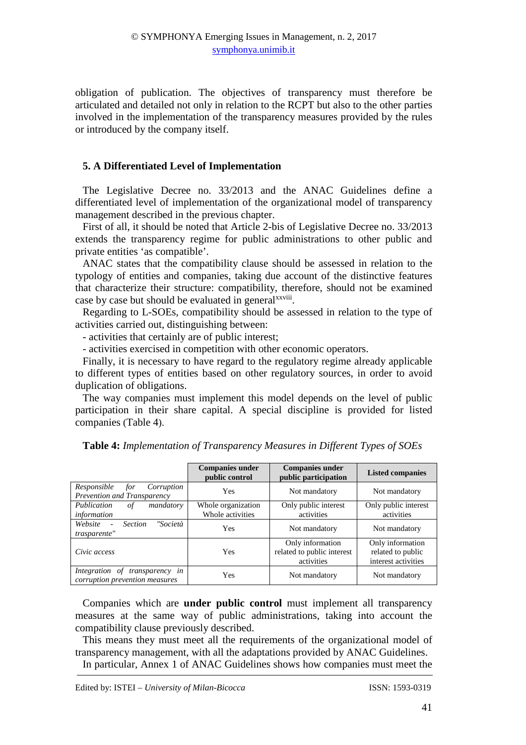obligation of publication. The objectives of transparency must therefore be articulated and detailed not only in relation to the RCPT but also to the other parties involved in the implementation of the transparency measures provided by the rules or introduced by the company itself.

## 5. A Differentiated Level of Implementation

The Legislative Decree no. 33/2013 and the ANAC Guidelines define a differentiated level of implementation of the organizational model of transparency management described in the previous chapter.

First of all, it should be noted that Article 2-bis of Legislative Decree no. 33/2013 extends the transparency regime for public administrations to other public and private entities 'as compatible'.

ANAC states that the compatibility clause should be assessed in relation to the typology of entities and companies, taking due account of the distinctive features that characterize their structure: compatibility, therefore, should not be examined case by case but should be evaluated in general[xxviii].

Regarding to L-SOEs, compatibility should be assessed in relation to the type of activities carried out, distinguishing between:

- activities that certainly are of public interest;
- activities exercised in competition with other economic operators.

Finally, it is necessary to have regard to the regulatory regime already applicable to different types of entities based on other regulatory sources, in order to avoid duplication of obligations.

The way companies must implement this model depends on the level of public participation in their share capital. A special discipline is provided for listed companies (Table 4).

**Table 4:** *Implementation of Transparency Measures in Different Types of SOEs*

| | **Companies under public control** | **Companies under public participation** | **Listed companies** |
|---|---|---|---|
| *Responsible for Corruption Prevention and Transparency* | Yes | Not mandatory | Not mandatory |
| *Publication of mandatory information* | Whole organization Whole activities | Only public interest activities | Only public interest activities |
| *Website - Section "Società trasparente"* | Yes | Not mandatory | Not mandatory |
| *Civic access* | Yes | Only information related to public interest activities | Only information related to public interest activities |
| *Integration of transparency in corruption prevention measures* | Yes | Not mandatory | Not mandatory |

Companies which are **under public control** must implement all transparency measures at the same way of public administrations, taking into account the compatibility clause previously described.

This means they must meet all the requirements of the organizational model of transparency management, with all the adaptations provided by ANAC Guidelines.

In particular, Annex 1 of ANAC Guidelines shows how companies must meet the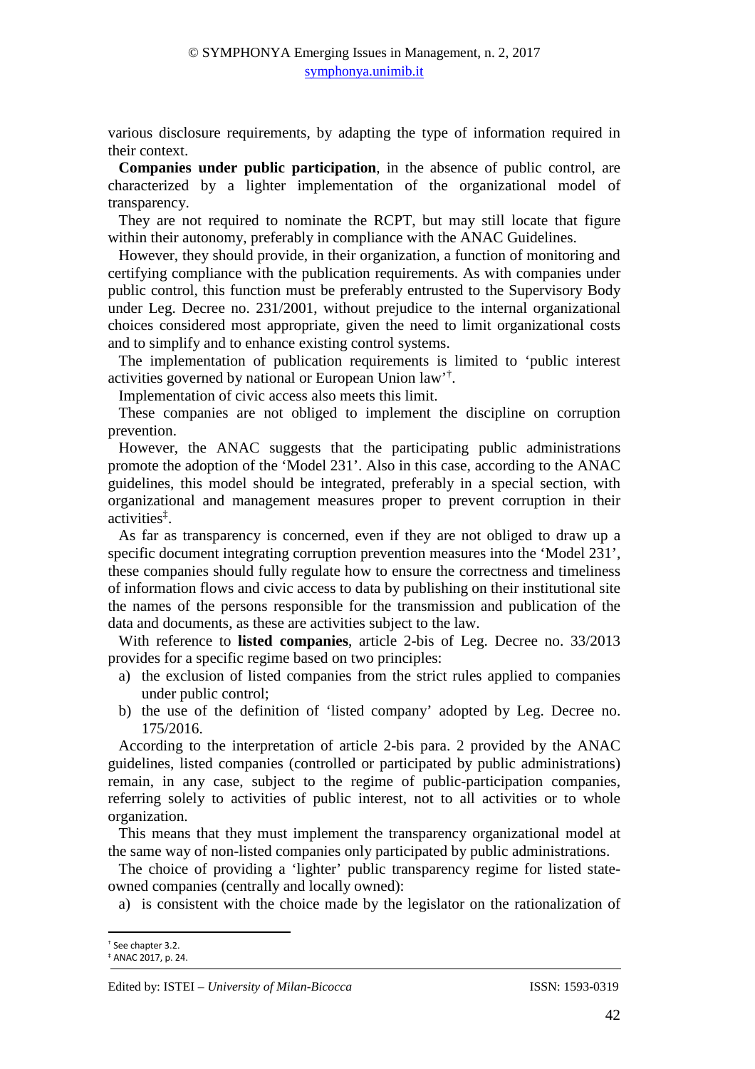various disclosure requirements, by adapting the type of information required in their context.

**Companies under public participation**, in the absence of public control, are characterized by a lighter implementation of the organizational model of transparency.

They are not required to nominate the RCPT, but may still locate that figure within their autonomy, preferably in compliance with the ANAC Guidelines.

However, they should provide, in their organization, a function of monitoring and certifying compliance with the publication requirements. As with companies under public control, this function must be preferably entrusted to the Supervisory Body under Leg. Decree no. 231/2001, without prejudice to the internal organizational choices considered most appropriate, given the need to limit organizational costs and to simplify and to enhance existing control systems.

The implementation of publication requirements is limited to 'public interest activities governed by national or European Union law'[†].

Implementation of civic access also meets this limit.

These companies are not obliged to implement the discipline on corruption prevention.

However, the ANAC suggests that the participating public administrations promote the adoption of the 'Model 231'. Also in this case, according to the ANAC guidelines, this model should be integrated, preferably in a special section, with organizational and management measures proper to prevent corruption in their activities[‡].

As far as transparency is concerned, even if they are not obliged to draw up a specific document integrating corruption prevention measures into the 'Model 231', these companies should fully regulate how to ensure the correctness and timeliness of information flows and civic access to data by publishing on their institutional site the names of the persons responsible for the transmission and publication of the data and documents, as these are activities subject to the law.

With reference to **listed companies**, article 2-bis of Leg. Decree no. 33/2013 provides for a specific regime based on two principles:

a) the exclusion of listed companies from the strict rules applied to companies under public control;
b) the use of the definition of 'listed company' adopted by Leg. Decree no. 175/2016.

According to the interpretation of article 2-bis para. 2 provided by the ANAC guidelines, listed companies (controlled or participated by public administrations) remain, in any case, subject to the regime of public-participation companies, referring solely to activities of public interest, not to all activities or to whole organization.

This means that they must implement the transparency organizational model at the same way of non-listed companies only participated by public administrations.

The choice of providing a 'lighter' public transparency regime for listed state-owned companies (centrally and locally owned):

a) is consistent with the choice made by the legislator on the rationalization of

---

[†] See chapter 3.2.

[‡] ANAC 2017, p. 24.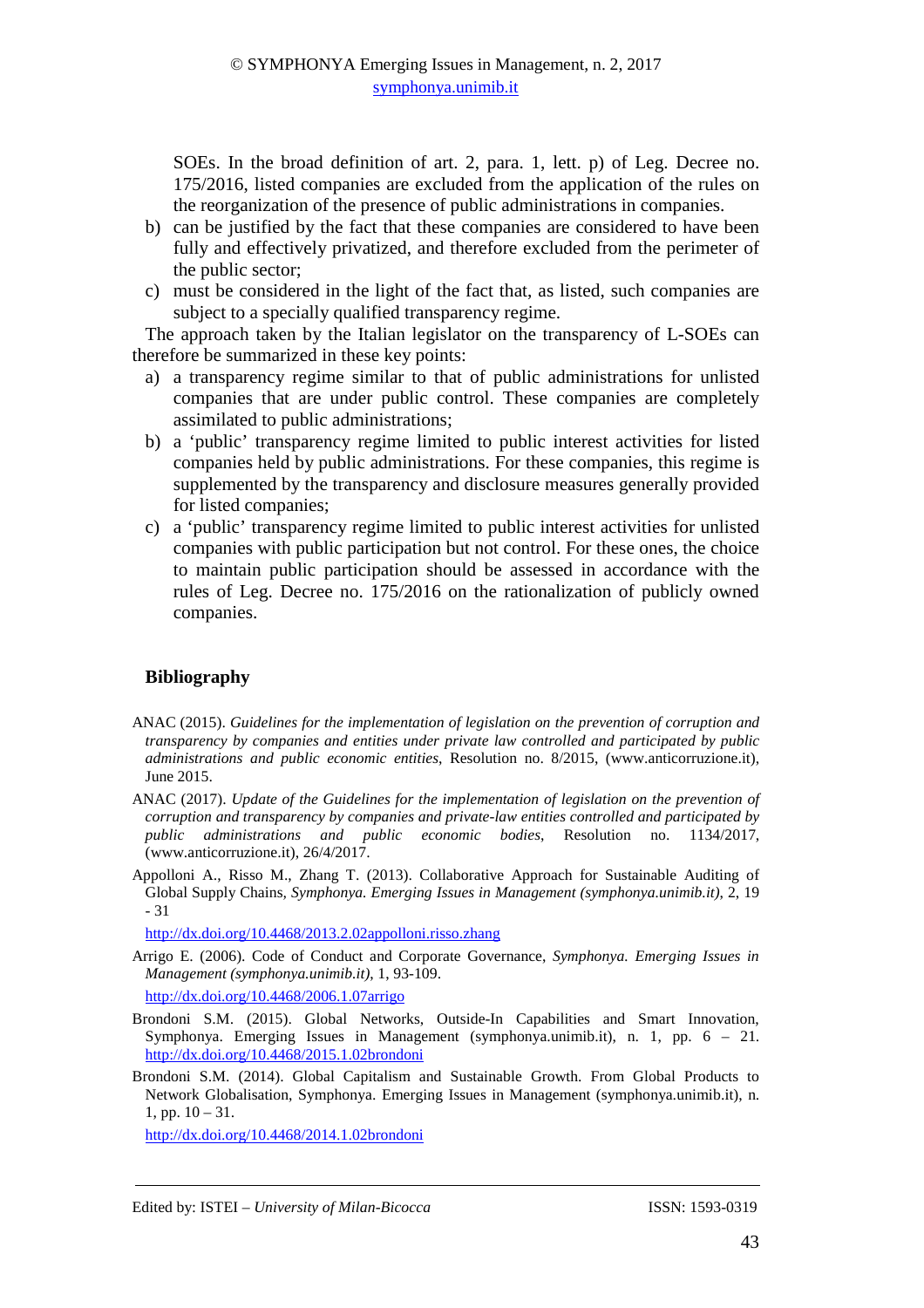SOEs. In the broad definition of art. 2, para. 1, lett. p) of Leg. Decree no. 175/2016, listed companies are excluded from the application of the rules on the reorganization of the presence of public administrations in companies.

b) can be justified by the fact that these companies are considered to have been fully and effectively privatized, and therefore excluded from the perimeter of the public sector;
c) must be considered in the light of the fact that, as listed, such companies are subject to a specially qualified transparency regime.

The approach taken by the Italian legislator on the transparency of L-SOEs can therefore be summarized in these key points:

a) a transparency regime similar to that of public administrations for unlisted companies that are under public control. These companies are completely assimilated to public administrations;
b) a 'public' transparency regime limited to public interest activities for listed companies held by public administrations. For these companies, this regime is supplemented by the transparency and disclosure measures generally provided for listed companies;
c) a 'public' transparency regime limited to public interest activities for unlisted companies with public participation but not control. For these ones, the choice to maintain public participation should be assessed in accordance with the rules of Leg. Decree no. 175/2016 on the rationalization of publicly owned companies.

## Bibliography

ANAC (2015). *Guidelines for the implementation of legislation on the prevention of corruption and transparency by companies and entities under private law controlled and participated by public administrations and public economic entities*, Resolution no. 8/2015, (www.anticorruzione.it), June 2015.

ANAC (2017). *Update of the Guidelines for the implementation of legislation on the prevention of corruption and transparency by companies and private-law entities controlled and participated by public administrations and public economic bodies*, Resolution no. 1134/2017, (www.anticorruzione.it), 26/4/2017.

Appolloni A., Risso M., Zhang T. (2013). Collaborative Approach for Sustainable Auditing of Global Supply Chains, *Symphonya. Emerging Issues in Management (symphonya.unimib.it)*, 2, 19 - 31

http://dx.doi.org/10.4468/2013.2.02appolloni.risso.zhang

Arrigo E. (2006). Code of Conduct and Corporate Governance, *Symphonya. Emerging Issues in Management (symphonya.unimib.it)*, 1, 93-109.

http://dx.doi.org/10.4468/2006.1.07arrigo

Brondoni S.M. (2015). Global Networks, Outside-In Capabilities and Smart Innovation, Symphonya. Emerging Issues in Management (symphonya.unimib.it), n. 1, pp. 6 – 21. http://dx.doi.org/10.4468/2015.1.02brondoni

Brondoni S.M. (2014). Global Capitalism and Sustainable Growth. From Global Products to Network Globalisation, Symphonya. Emerging Issues in Management (symphonya.unimib.it), n. 1, pp. 10 – 31.

http://dx.doi.org/10.4468/2014.1.02brondoni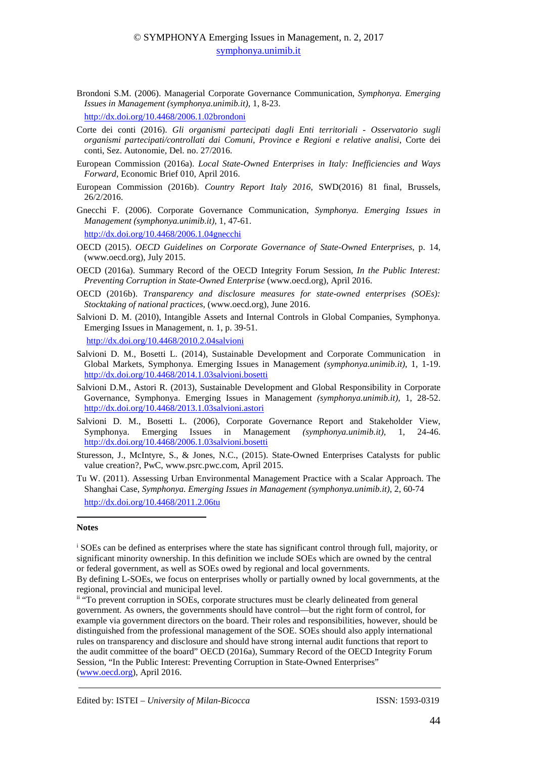Brondoni S.M. (2006). Managerial Corporate Governance Communication, *Symphonya. Emerging Issues in Management (symphonya.unimib.it)*, 1, 8-23.
http://dx.doi.org/10.4468/2006.1.02brondoni

Corte dei conti (2016). *Gli organismi partecipati dagli Enti territoriali - Osservatorio sugli organismi partecipati/controllati dai Comuni, Province e Regioni e relative analisi*, Corte dei conti, Sez. Autonomie, Del. no. 27/2016.

European Commission (2016a). *Local State-Owned Enterprises in Italy: Inefficiencies and Ways Forward*, Economic Brief 010, April 2016.

European Commission (2016b). *Country Report Italy 2016*, SWD(2016) 81 final, Brussels, 26/2/2016.

Gnecchi F. (2006). Corporate Governance Communication, *Symphonya. Emerging Issues in Management (symphonya.unimib.it)*, 1, 47-61.
http://dx.doi.org/10.4468/2006.1.04gnecchi

OECD (2015). *OECD Guidelines on Corporate Governance of State-Owned Enterprises*, p. 14, (www.oecd.org), July 2015.

OECD (2016a). Summary Record of the OECD Integrity Forum Session, *In the Public Interest: Preventing Corruption in State-Owned Enterprise* (www.oecd.org), April 2016.

OECD (2016b). *Transparency and disclosure measures for state-owned enterprises (SOEs): Stocktaking of national practices*, (www.oecd.org), June 2016.

Salvioni D. M. (2010), Intangible Assets and Internal Controls in Global Companies, Symphonya. Emerging Issues in Management, n. 1, p. 39-51.
http://dx.doi.org/10.4468/2010.2.04salvioni

Salvioni D. M., Bosetti L. (2014), Sustainable Development and Corporate Communication in Global Markets, Symphonya. Emerging Issues in Management *(symphonya.unimib.it)*, 1, 1-19. http://dx.doi.org/10.4468/2014.1.03salvioni.bosetti

Salvioni D.M., Astori R. (2013), Sustainable Development and Global Responsibility in Corporate Governance, Symphonya. Emerging Issues in Management *(symphonya.unimib.it)*, 1, 28-52. http://dx.doi.org/10.4468/2013.1.03salvioni.astori

Salvioni D. M., Bosetti L. (2006), Corporate Governance Report and Stakeholder View, Symphonya. Emerging Issues in Management *(symphonya.unimib.it)*, 1, 24-46. http://dx.doi.org/10.4468/2006.1.03salvioni.bosetti

Sturesson, J., McIntyre, S., & Jones, N.C., (2015). State-Owned Enterprises Catalysts for public value creation?, PwC, www.psrc.pwc.com, April 2015.

Tu W. (2011). Assessing Urban Environmental Management Practice with a Scalar Approach. The Shanghai Case, *Symphonya. Emerging Issues in Management (symphonya.unimib.it)*, 2, 60-74
http://dx.doi.org/10.4468/2011.2.06tu

---

**Notes**

[i] SOEs can be defined as enterprises where the state has significant control through full, majority, or significant minority ownership. In this definition we include SOEs which are owned by the central or federal government, as well as SOEs owed by regional and local governments.
By defining L-SOEs, we focus on enterprises wholly or partially owned by local governments, at the regional, provincial and municipal level.

[ii] "To prevent corruption in SOEs, corporate structures must be clearly delineated from general government. As owners, the governments should have control—but the right form of control, for example via government directors on the board. Their roles and responsibilities, however, should be distinguished from the professional management of the SOE. SOEs should also apply international rules on transparency and disclosure and should have strong internal audit functions that report to the audit committee of the board" OECD (2016a), Summary Record of the OECD Integrity Forum Session, "In the Public Interest: Preventing Corruption in State-Owned Enterprises" (www.oecd.org), April 2016.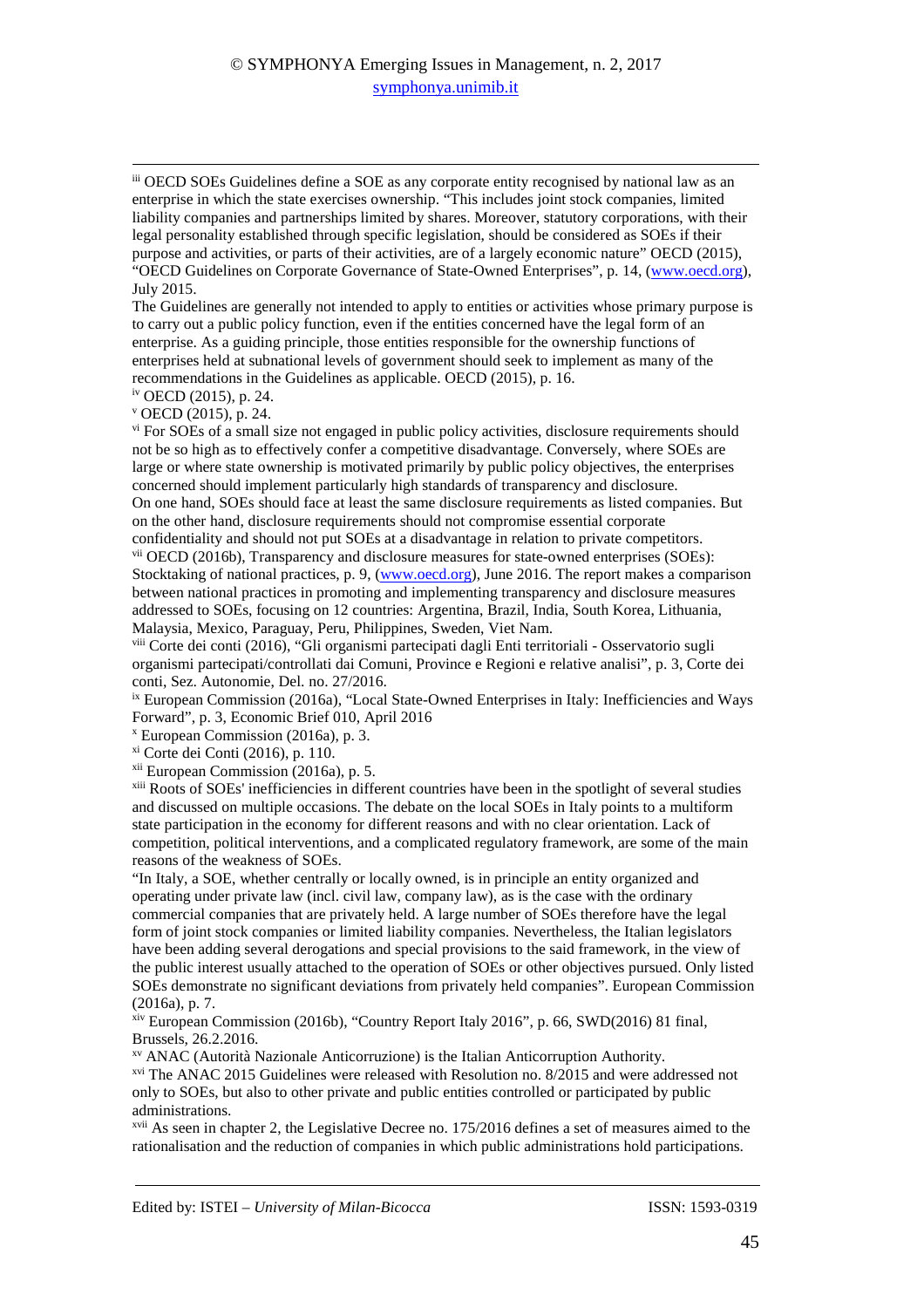[iii] OECD SOEs Guidelines define a SOE as any corporate entity recognised by national law as an enterprise in which the state exercises ownership. "This includes joint stock companies, limited liability companies and partnerships limited by shares. Moreover, statutory corporations, with their legal personality established through specific legislation, should be considered as SOEs if their purpose and activities, or parts of their activities, are of a largely economic nature" OECD (2015), "OECD Guidelines on Corporate Governance of State-Owned Enterprises", p. 14, (www.oecd.org), July 2015.

The Guidelines are generally not intended to apply to entities or activities whose primary purpose is to carry out a public policy function, even if the entities concerned have the legal form of an enterprise. As a guiding principle, those entities responsible for the ownership functions of enterprises held at subnational levels of government should seek to implement as many of the recommendations in the Guidelines as applicable. OECD (2015), p. 16.

[iv] OECD (2015), p. 24.

[v] OECD (2015), p. 24.

[vi] For SOEs of a small size not engaged in public policy activities, disclosure requirements should not be so high as to effectively confer a competitive disadvantage. Conversely, where SOEs are large or where state ownership is motivated primarily by public policy objectives, the enterprises concerned should implement particularly high standards of transparency and disclosure.

On one hand, SOEs should face at least the same disclosure requirements as listed companies. But on the other hand, disclosure requirements should not compromise essential corporate confidentiality and should not put SOEs at a disadvantage in relation to private competitors.

[vii] OECD (2016b), Transparency and disclosure measures for state-owned enterprises (SOEs): Stocktaking of national practices, p. 9, (www.oecd.org), June 2016. The report makes a comparison between national practices in promoting and implementing transparency and disclosure measures addressed to SOEs, focusing on 12 countries: Argentina, Brazil, India, South Korea, Lithuania, Malaysia, Mexico, Paraguay, Peru, Philippines, Sweden, Viet Nam.

[viii] Corte dei conti (2016), "Gli organismi partecipati dagli Enti territoriali - Osservatorio sugli organismi partecipati/controllati dai Comuni, Province e Regioni e relative analisi", p. 3, Corte dei conti, Sez. Autonomie, Del. no. 27/2016.

[ix] European Commission (2016a), "Local State-Owned Enterprises in Italy: Inefficiencies and Ways Forward", p. 3, Economic Brief 010, April 2016

[x] European Commission (2016a), p. 3.

[xi] Corte dei Conti (2016), p. 110.

[xii] European Commission (2016a), p. 5.

[xiii] Roots of SOEs' inefficiencies in different countries have been in the spotlight of several studies and discussed on multiple occasions. The debate on the local SOEs in Italy points to a multiform state participation in the economy for different reasons and with no clear orientation. Lack of competition, political interventions, and a complicated regulatory framework, are some of the main reasons of the weakness of SOEs.

"In Italy, a SOE, whether centrally or locally owned, is in principle an entity organized and operating under private law (incl. civil law, company law), as is the case with the ordinary commercial companies that are privately held. A large number of SOEs therefore have the legal form of joint stock companies or limited liability companies. Nevertheless, the Italian legislators have been adding several derogations and special provisions to the said framework, in the view of the public interest usually attached to the operation of SOEs or other objectives pursued. Only listed SOEs demonstrate no significant deviations from privately held companies". European Commission (2016a), p. 7.

[xiv] European Commission (2016b), "Country Report Italy 2016", p. 66, SWD(2016) 81 final, Brussels, 26.2.2016.

[xv] ANAC (Autorità Nazionale Anticorruzione) is the Italian Anticorruption Authority.

[xvi] The ANAC 2015 Guidelines were released with Resolution no. 8/2015 and were addressed not only to SOEs, but also to other private and public entities controlled or participated by public administrations.

[xvii] As seen in chapter 2, the Legislative Decree no. 175/2016 defines a set of measures aimed to the rationalisation and the reduction of companies in which public administrations hold participations.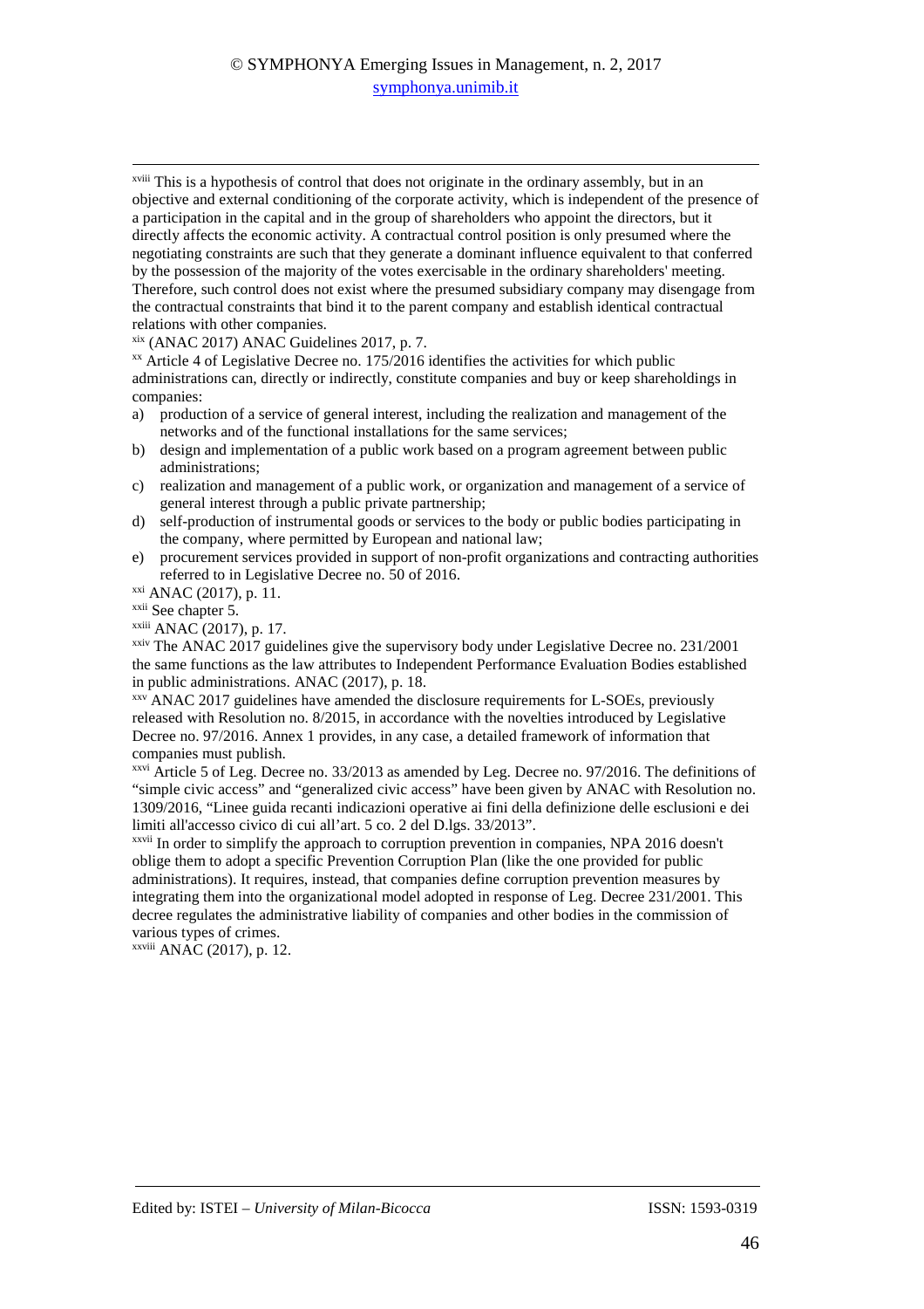[xviii] This is a hypothesis of control that does not originate in the ordinary assembly, but in an objective and external conditioning of the corporate activity, which is independent of the presence of a participation in the capital and in the group of shareholders who appoint the directors, but it directly affects the economic activity. A contractual control position is only presumed where the negotiating constraints are such that they generate a dominant influence equivalent to that conferred by the possession of the majority of the votes exercisable in the ordinary shareholders' meeting. Therefore, such control does not exist where the presumed subsidiary company may disengage from the contractual constraints that bind it to the parent company and establish identical contractual relations with other companies.

[xix] (ANAC 2017) ANAC Guidelines 2017, p. 7.

[xx] Article 4 of Legislative Decree no. 175/2016 identifies the activities for which public administrations can, directly or indirectly, constitute companies and buy or keep shareholdings in companies:

a) production of a service of general interest, including the realization and management of the networks and of the functional installations for the same services;
b) design and implementation of a public work based on a program agreement between public administrations;
c) realization and management of a public work, or organization and management of a service of general interest through a public private partnership;
d) self-production of instrumental goods or services to the body or public bodies participating in the company, where permitted by European and national law;
e) procurement services provided in support of non-profit organizations and contracting authorities referred to in Legislative Decree no. 50 of 2016.

[xxi] ANAC (2017), p. 11.

[xxii] See chapter 5.

[xxiii] ANAC (2017), p. 17.

[xxiv] The ANAC 2017 guidelines give the supervisory body under Legislative Decree no. 231/2001 the same functions as the law attributes to Independent Performance Evaluation Bodies established in public administrations. ANAC (2017), p. 18.

[xxv] ANAC 2017 guidelines have amended the disclosure requirements for L-SOEs, previously released with Resolution no. 8/2015, in accordance with the novelties introduced by Legislative Decree no. 97/2016. Annex 1 provides, in any case, a detailed framework of information that companies must publish.

[xxvi] Article 5 of Leg. Decree no. 33/2013 as amended by Leg. Decree no. 97/2016. The definitions of "simple civic access" and "generalized civic access" have been given by ANAC with Resolution no. 1309/2016, "Linee guida recanti indicazioni operative ai fini della definizione delle esclusioni e dei limiti all'accesso civico di cui all'art. 5 co. 2 del D.lgs. 33/2013".

[xxvii] In order to simplify the approach to corruption prevention in companies, NPA 2016 doesn't oblige them to adopt a specific Prevention Corruption Plan (like the one provided for public administrations). It requires, instead, that companies define corruption prevention measures by integrating them into the organizational model adopted in response of Leg. Decree 231/2001. This decree regulates the administrative liability of companies and other bodies in the commission of various types of crimes.

[xxviii] ANAC (2017), p. 12.